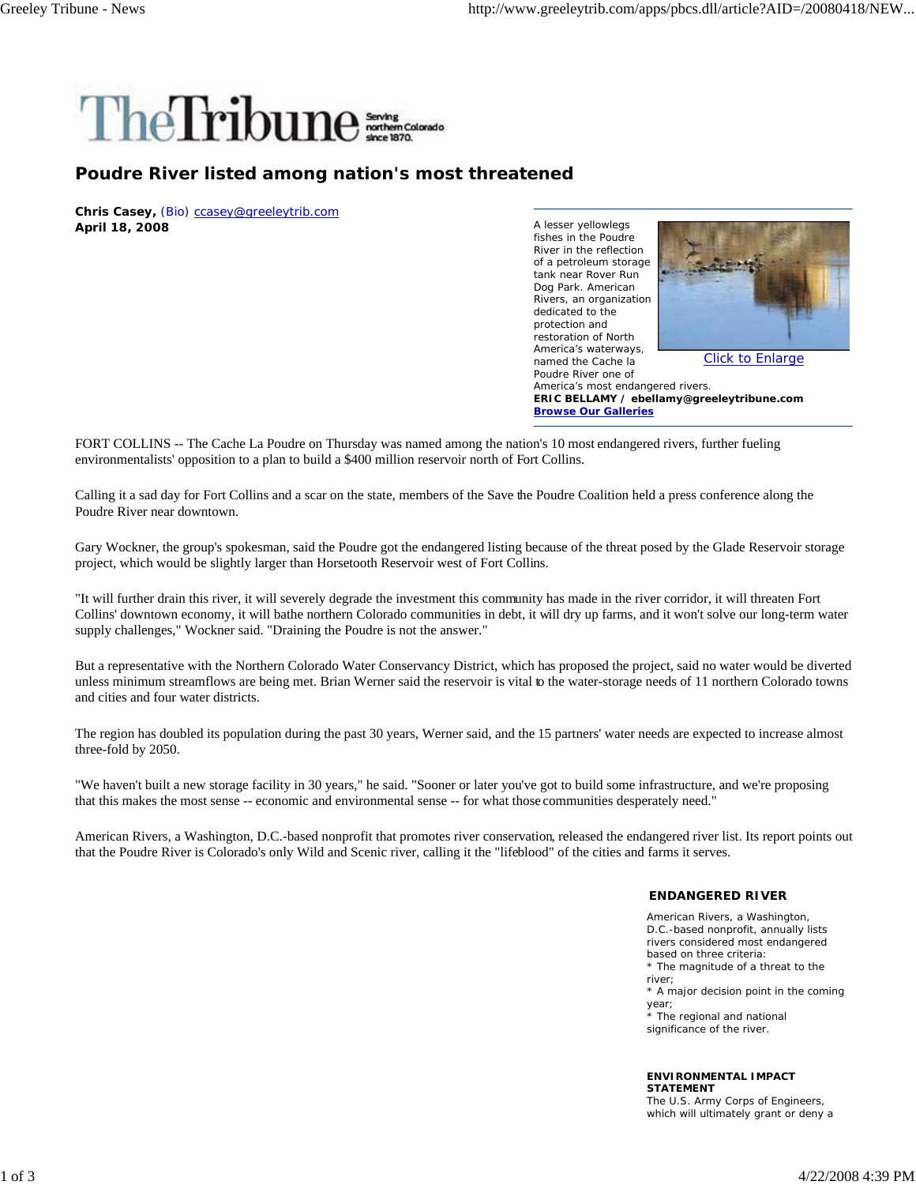# Poudre River listed among nation's most threatened

**Chris Casey,** (Bio) ccasey@greeleytrib.com
**April 18, 2008**

A lesser yellowlegs fishes in the Poudre River in the reflection of a petroleum storage tank near Rover Run Dog Park. American Rivers, an organization dedicated to the protection and restoration of North America's waterways, named the Cache la Poudre River one of America's most endangered rivers.
**ERIC BELLAMY / ebellamy@greeleytribune.com**
**Browse Our Galleries**

Click to Enlarge

FORT COLLINS -- The Cache La Poudre on Thursday was named among the nation's 10 most endangered rivers, further fueling environmentalists' opposition to a plan to build a $400 million reservoir north of Fort Collins.

Calling it a sad day for Fort Collins and a scar on the state, members of the Save the Poudre Coalition held a press conference along the Poudre River near downtown.

Gary Wockner, the group's spokesman, said the Poudre got the endangered listing because of the threat posed by the Glade Reservoir storage project, which would be slightly larger than Horsetooth Reservoir west of Fort Collins.

"It will further drain this river, it will severely degrade the investment this community has made in the river corridor, it will threaten Fort Collins' downtown economy, it will bathe northern Colorado communities in debt, it will dry up farms, and it won't solve our long-term water supply challenges," Wockner said. "Draining the Poudre is not the answer."

But a representative with the Northern Colorado Water Conservancy District, which has proposed the project, said no water would be diverted unless minimum streamflows are being met. Brian Werner said the reservoir is vital to the water-storage needs of 11 northern Colorado towns and cities and four water districts.

The region has doubled its population during the past 30 years, Werner said, and the 15 partners' water needs are expected to increase almost three-fold by 2050.

"We haven't built a new storage facility in 30 years," he said. "Sooner or later you've got to build some infrastructure, and we're proposing that this makes the most sense -- economic and environmental sense -- for what those communities desperately need."

American Rivers, a Washington, D.C.-based nonprofit that promotes river conservation, released the endangered river list. Its report points out that the Poudre River is Colorado's only Wild and Scenic river, calling it the "lifeblood" of the cities and farms it serves.

**ENDANGERED RIVER**

American Rivers, a Washington, D.C.-based nonprofit, annually lists rivers considered most endangered based on three criteria:
* The magnitude of a threat to the river;
* A major decision point in the coming year;
* The regional and national significance of the river.

**ENVIRONMENTAL IMPACT STATEMENT**

The U.S. Army Corps of Engineers, which will ultimately grant or deny a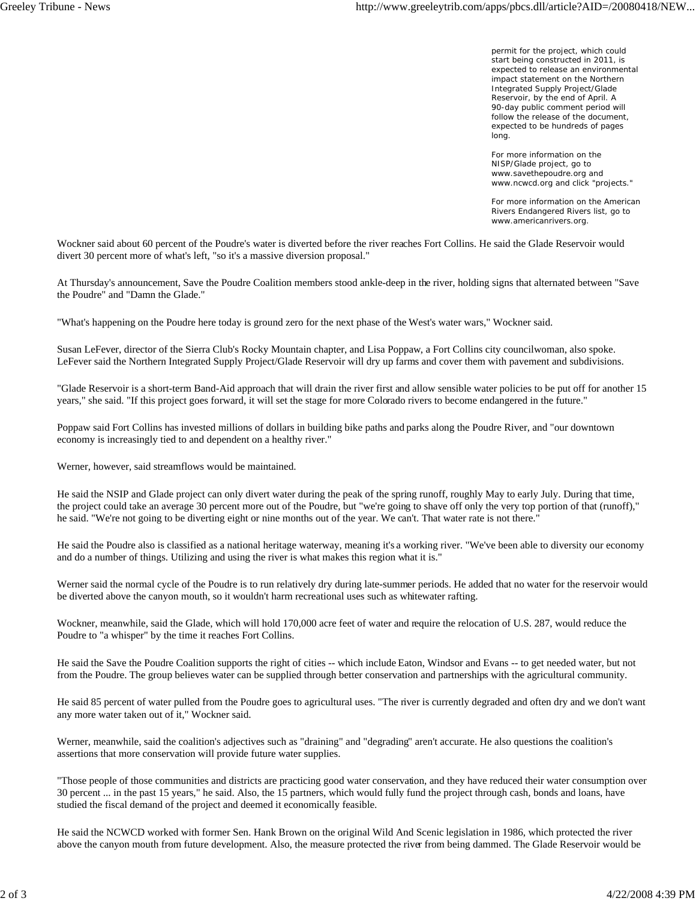permit for the project, which could start being constructed in 2011, is expected to release an environmental impact statement on the Northern Integrated Supply Project/Glade Reservoir, by the end of April. A 90-day public comment period will follow the release of the document, expected to be hundreds of pages long.

For more information on the NISP/Glade project, go to www.savethepoudre.org and www.ncwcd.org and click "projects."

For more information on the American Rivers Endangered Rivers list, go to www.americanrivers.org.

Wockner said about 60 percent of the Poudre's water is diverted before the river reaches Fort Collins. He said the Glade Reservoir would divert 30 percent more of what's left, "so it's a massive diversion proposal."

At Thursday's announcement, Save the Poudre Coalition members stood ankle-deep in the river, holding signs that alternated between "Save the Poudre" and "Damn the Glade."

"What's happening on the Poudre here today is ground zero for the next phase of the West's water wars," Wockner said.

Susan LeFever, director of the Sierra Club's Rocky Mountain chapter, and Lisa Poppaw, a Fort Collins city councilwoman, also spoke. LeFever said the Northern Integrated Supply Project/Glade Reservoir will dry up farms and cover them with pavement and subdivisions.

"Glade Reservoir is a short-term Band-Aid approach that will drain the river first and allow sensible water policies to be put off for another 15 years," she said. "If this project goes forward, it will set the stage for more Colorado rivers to become endangered in the future."

Poppaw said Fort Collins has invested millions of dollars in building bike paths and parks along the Poudre River, and "our downtown economy is increasingly tied to and dependent on a healthy river."

Werner, however, said streamflows would be maintained.

He said the NSIP and Glade project can only divert water during the peak of the spring runoff, roughly May to early July. During that time, the project could take an average 30 percent more out of the Poudre, but "we're going to shave off only the very top portion of that (runoff)," he said. "We're not going to be diverting eight or nine months out of the year. We can't. That water rate is not there."

He said the Poudre also is classified as a national heritage waterway, meaning it's a working river. "We've been able to diversity our economy and do a number of things. Utilizing and using the river is what makes this region what it is."

Werner said the normal cycle of the Poudre is to run relatively dry during late-summer periods. He added that no water for the reservoir would be diverted above the canyon mouth, so it wouldn't harm recreational uses such as whitewater rafting.

Wockner, meanwhile, said the Glade, which will hold 170,000 acre feet of water and require the relocation of U.S. 287, would reduce the Poudre to "a whisper" by the time it reaches Fort Collins.

He said the Save the Poudre Coalition supports the right of cities -- which include Eaton, Windsor and Evans -- to get needed water, but not from the Poudre. The group believes water can be supplied through better conservation and partnerships with the agricultural community.

He said 85 percent of water pulled from the Poudre goes to agricultural uses. "The river is currently degraded and often dry and we don't want any more water taken out of it," Wockner said.

Werner, meanwhile, said the coalition's adjectives such as "draining" and "degrading" aren't accurate. He also questions the coalition's assertions that more conservation will provide future water supplies.

"Those people of those communities and districts are practicing good water conservation, and they have reduced their water consumption over 30 percent ... in the past 15 years," he said. Also, the 15 partners, which would fully fund the project through cash, bonds and loans, have studied the fiscal demand of the project and deemed it economically feasible.

He said the NCWCD worked with former Sen. Hank Brown on the original Wild And Scenic legislation in 1986, which protected the river above the canyon mouth from future development. Also, the measure protected the river from being dammed. The Glade Reservoir would be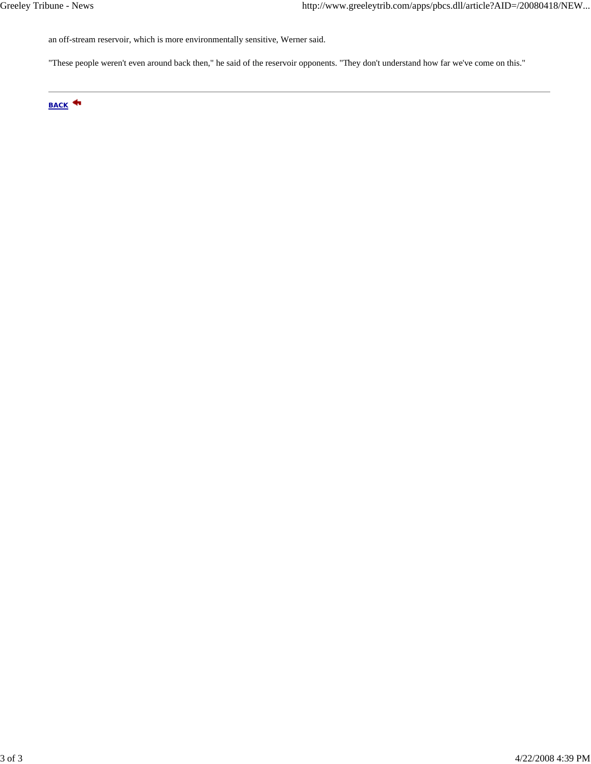an off-stream reservoir, which is more environmentally sensitive, Werner said.

"These people weren't even around back then," he said of the reservoir opponents. "They don't understand how far we've come on this."

---

**BACK**